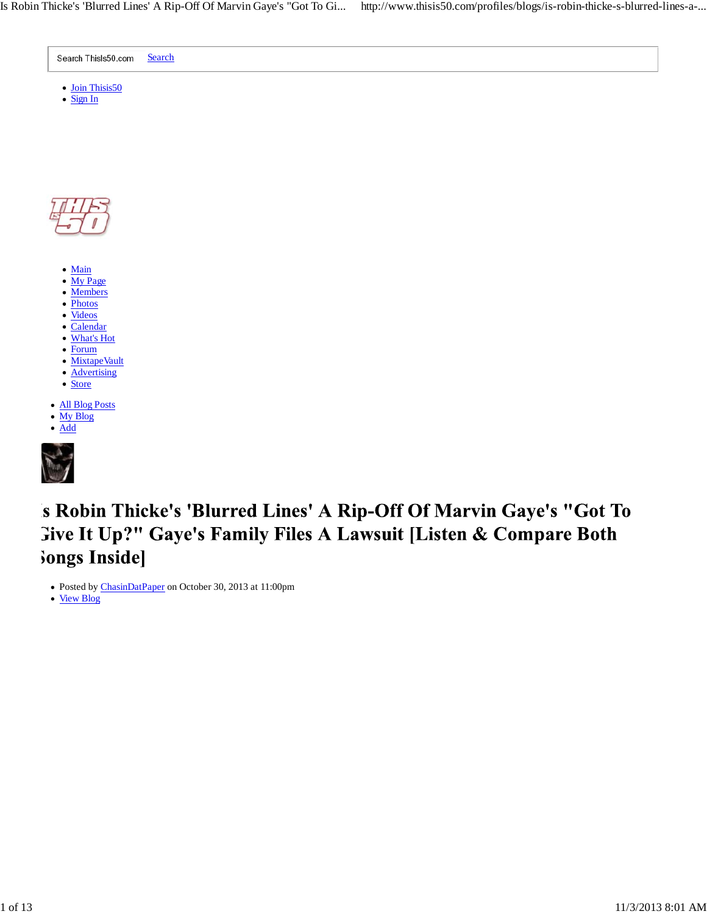Search ThisIs50.com [Search]

- Join Thisis50
- Sign In

- Main
- My Page
- Members
- Photos
- Videos
- Calendar
- What's Hot
- Forum
- MixtapeVault
- Advertising
- Store

- All Blog Posts
- My Blog
- Add

# Is Robin Thicke's 'Blurred Lines' A Rip-Off Of Marvin Gaye's "Got To Give It Up?" Gaye's Family Files A Lawsuit [Listen & Compare Both Songs Inside]

- Posted by ChasinDatPaper on October 30, 2013 at 11:00pm
- View Blog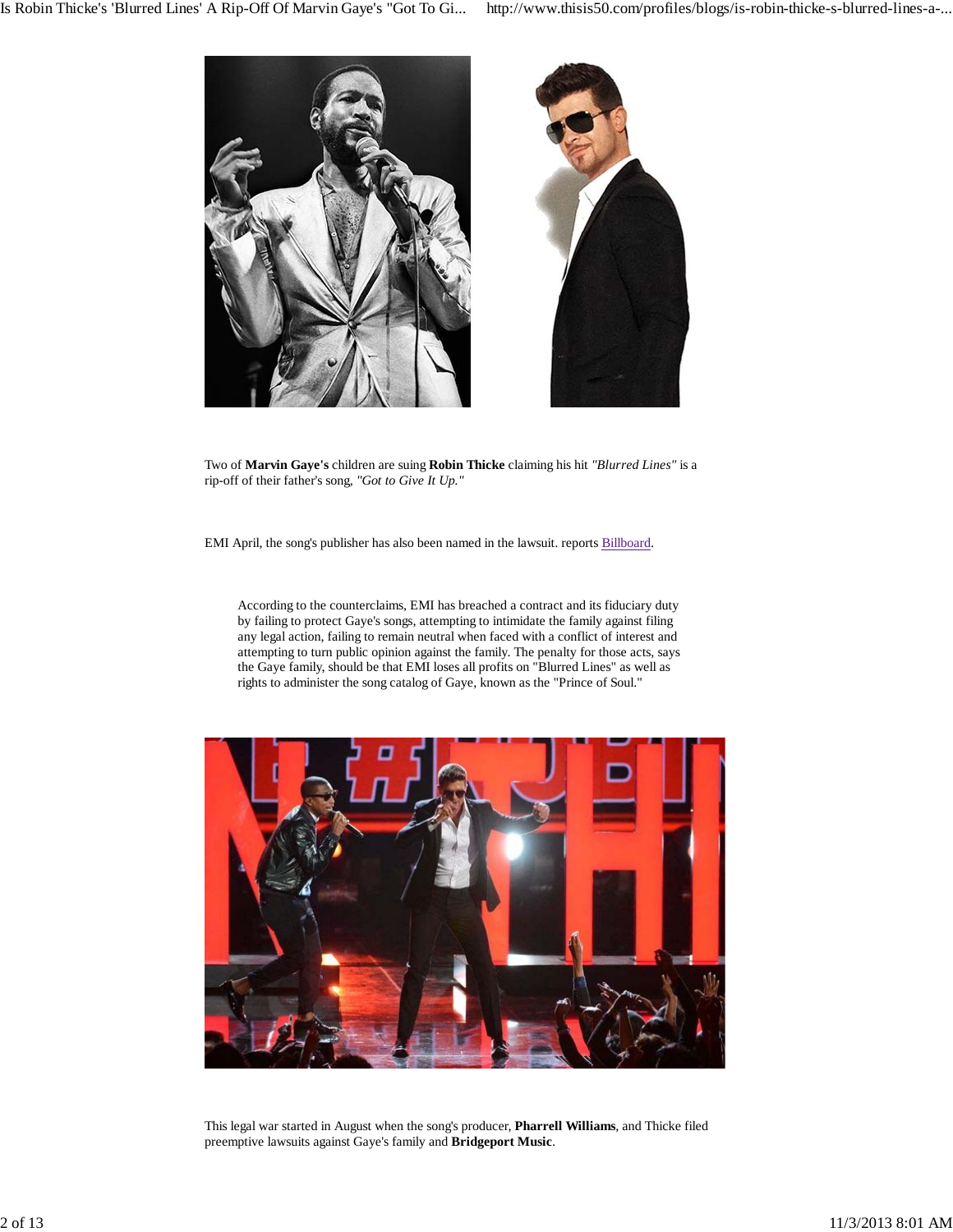Two of **Marvin Gaye's** children are suing **Robin Thicke** claiming his hit *"Blurred Lines"* is a rip-off of their father's song, *"Got to Give It Up."*

EMI April, the song's publisher has also been named in the lawsuit. reports Billboard.

> According to the counterclaims, EMI has breached a contract and its fiduciary duty by failing to protect Gaye's songs, attempting to intimidate the family against filing any legal action, failing to remain neutral when faced with a conflict of interest and attempting to turn public opinion against the family. The penalty for those acts, says the Gaye family, should be that EMI loses all profits on "Blurred Lines" as well as rights to administer the song catalog of Gaye, known as the "Prince of Soul."

This legal war started in August when the song's producer, **Pharrell Williams**, and Thicke filed preemptive lawsuits against Gaye's family and **Bridgeport Music**.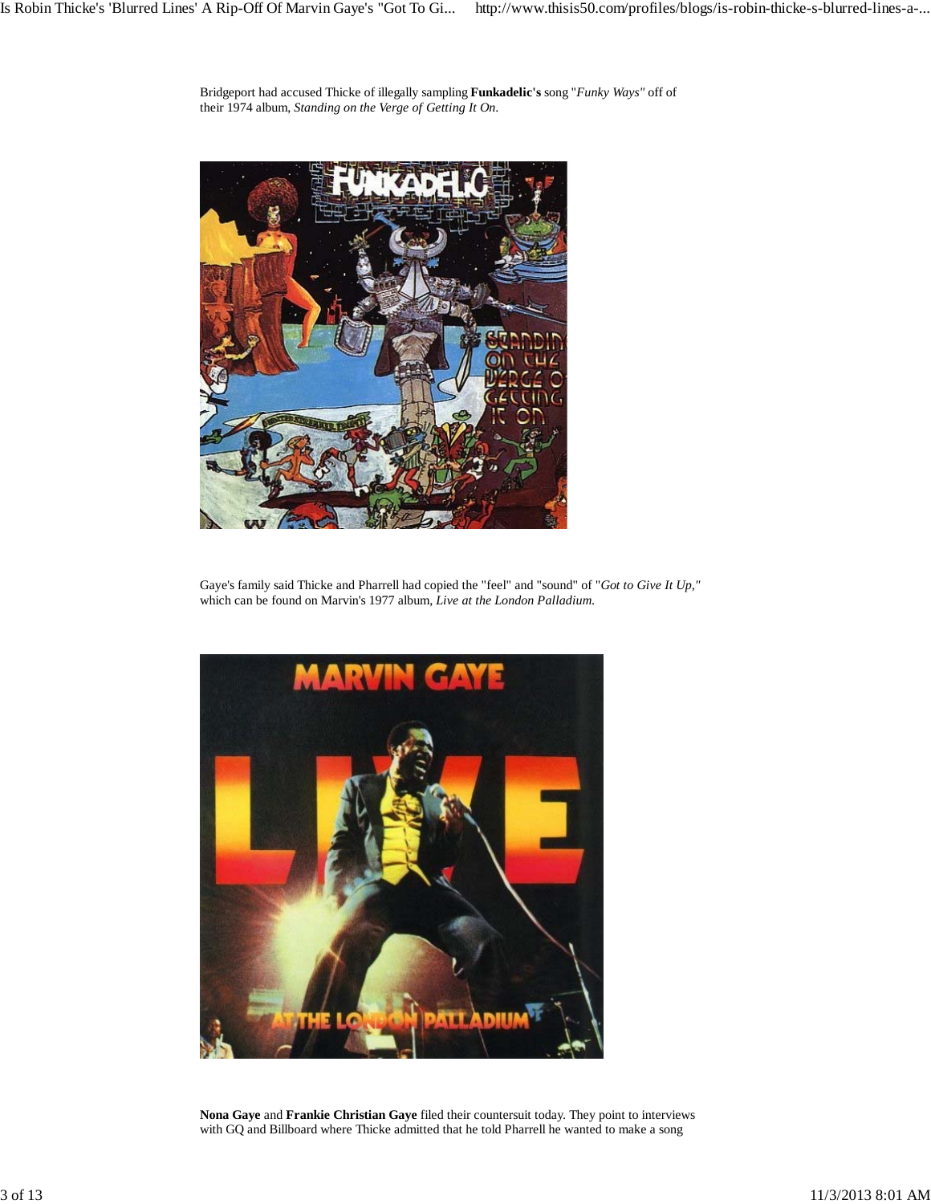Bridgeport had accused Thicke of illegally sampling **Funkadelic's** song "*Funky Ways"* off of their 1974 album, *Standing on the Verge of Getting It On.*

Gaye's family said Thicke and Pharrell had copied the "feel" and "sound" of "*Got to Give It Up,"* which can be found on Marvin's 1977 album, *Live at the London Palladium.*

**Nona Gaye** and **Frankie Christian Gaye** filed their countersuit today. They point to interviews with GQ and Billboard where Thicke admitted that he told Pharrell he wanted to make a song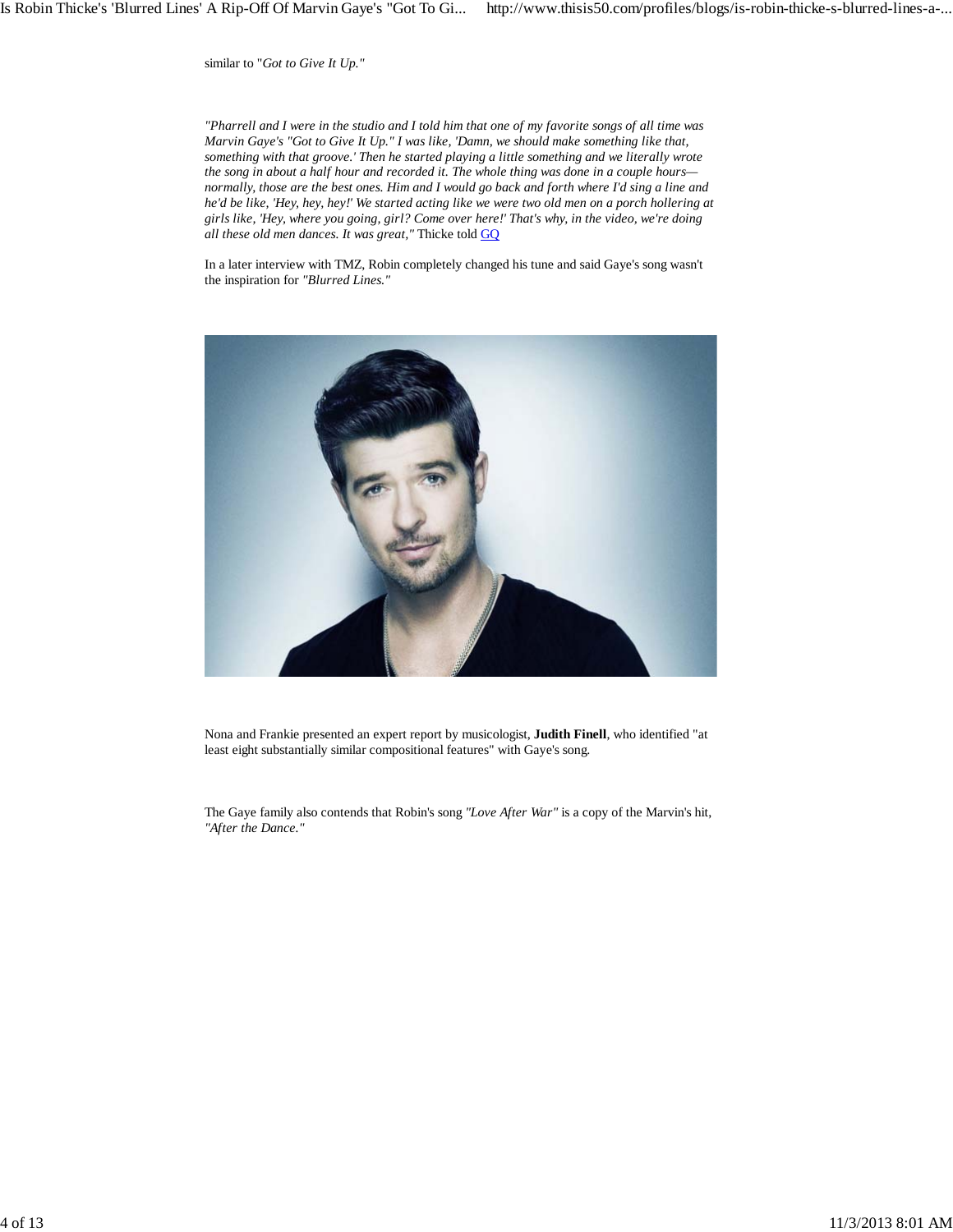similar to "*Got to Give It Up."*

*"Pharrell and I were in the studio and I told him that one of my favorite songs of all time was Marvin Gaye's "Got to Give It Up." I was like, 'Damn, we should make something like that, something with that groove.' Then he started playing a little something and we literally wrote the song in about a half hour and recorded it. The whole thing was done in a couple hours—normally, those are the best ones. Him and I would go back and forth where I'd sing a line and he'd be like, 'Hey, hey, hey!' We started acting like we were two old men on a porch hollering at girls like, 'Hey, where you going, girl? Come over here!' That's why, in the video, we're doing all these old men dances. It was great,"* Thicke told GQ

In a later interview with TMZ, Robin completely changed his tune and said Gaye's song wasn't the inspiration for *"Blurred Lines."*

Nona and Frankie presented an expert report by musicologist, **Judith Finell**, who identified "at least eight substantially similar compositional features" with Gaye's song.

The Gaye family also contends that Robin's song *"Love After War"* is a copy of the Marvin's hit, *"After the Dance."*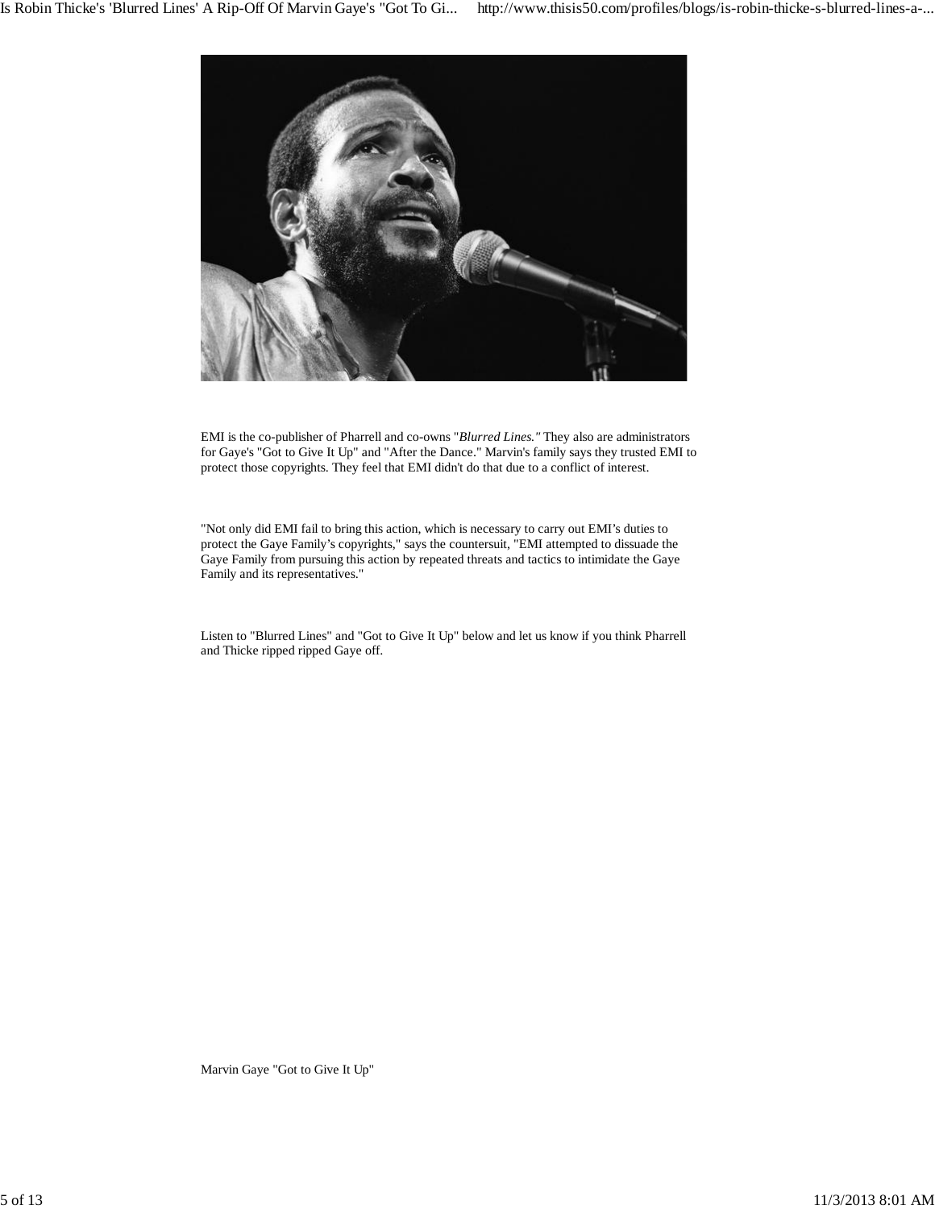EMI is the co-publisher of Pharrell and co-owns "*Blurred Lines."* They also are administrators for Gaye's "Got to Give It Up" and "After the Dance." Marvin's family says they trusted EMI to protect those copyrights. They feel that EMI didn't do that due to a conflict of interest.

"Not only did EMI fail to bring this action, which is necessary to carry out EMI's duties to protect the Gaye Family's copyrights," says the countersuit, "EMI attempted to dissuade the Gaye Family from pursuing this action by repeated threats and tactics to intimidate the Gaye Family and its representatives."

Listen to "Blurred Lines" and "Got to Give It Up" below and let us know if you think Pharrell and Thicke ripped ripped Gaye off.

Marvin Gaye "Got to Give It Up"